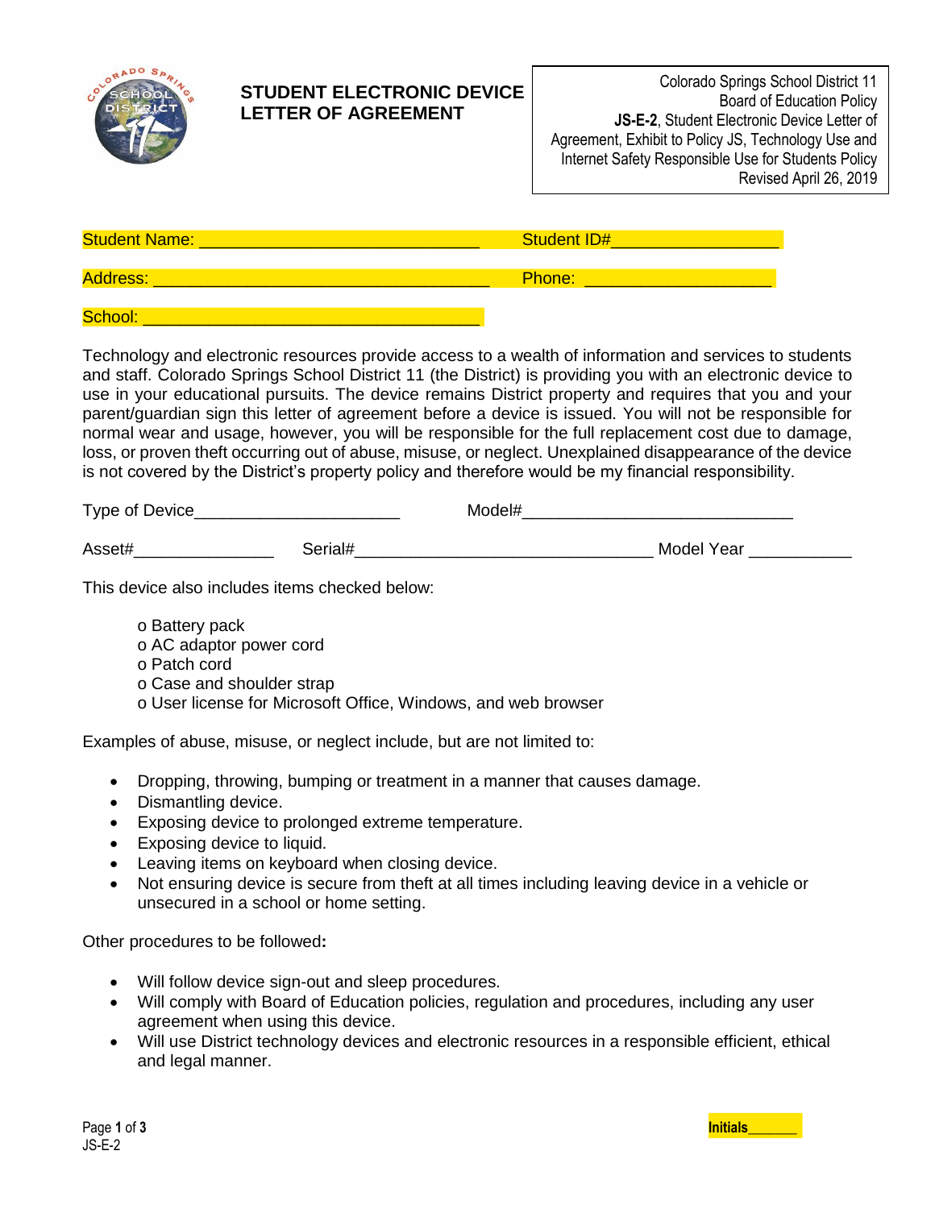# STUDENT ELECTRONIC DEVICE LETTER OF AGREEMENT

Colorado Springs School District 11
Board of Education Policy
**JS-E-2**, Student Electronic Device Letter of Agreement, Exhibit to Policy JS, Technology Use and Internet Safety Responsible Use for Students Policy
Revised April 26, 2019

Student Name: ______________________________ Student ID#_________________

Address: ____________________________________ Phone: ____________________

School: ____________________________________

Technology and electronic resources provide access to a wealth of information and services to students and staff. Colorado Springs School District 11 (the District) is providing you with an electronic device to use in your educational pursuits. The device remains District property and requires that you and your parent/guardian sign this letter of agreement before a device is issued. You will not be responsible for normal wear and usage, however, you will be responsible for the full replacement cost due to damage, loss, or proven theft occurring out of abuse, misuse, or neglect. Unexplained disappearance of the device is not covered by the District's property policy and therefore would be my financial responsibility.

Type of Device______________________ Model#_____________________________

Asset#_______________ Serial#________________________________ Model Year ___________

This device also includes items checked below:

- o Battery pack
- o AC adaptor power cord
- o Patch cord
- o Case and shoulder strap
- o User license for Microsoft Office, Windows, and web browser

Examples of abuse, misuse, or neglect include, but are not limited to:

- Dropping, throwing, bumping or treatment in a manner that causes damage.
- Dismantling device.
- Exposing device to prolonged extreme temperature.
- Exposing device to liquid.
- Leaving items on keyboard when closing device.
- Not ensuring device is secure from theft at all times including leaving device in a vehicle or unsecured in a school or home setting.

Other procedures to be followed**:**

- Will follow device sign-out and sleep procedures.
- Will comply with Board of Education policies, regulation and procedures, including any user agreement when using this device.
- Will use District technology devices and electronic resources in a responsible efficient, ethical and legal manner.

**Initials**_______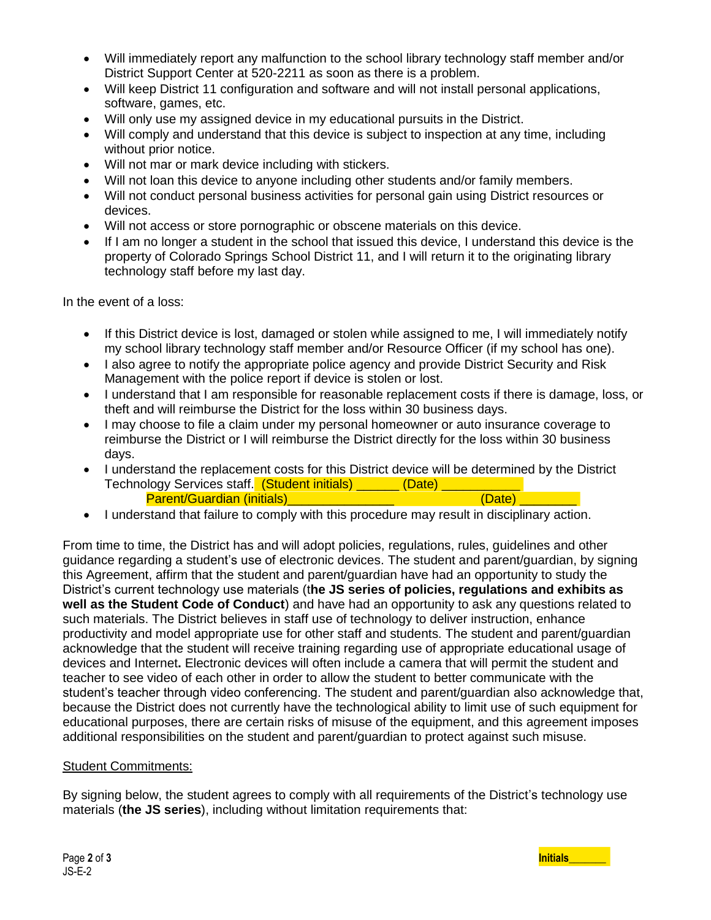- Will immediately report any malfunction to the school library technology staff member and/or District Support Center at 520-2211 as soon as there is a problem.
- Will keep District 11 configuration and software and will not install personal applications, software, games, etc.
- Will only use my assigned device in my educational pursuits in the District.
- Will comply and understand that this device is subject to inspection at any time, including without prior notice.
- Will not mar or mark device including with stickers.
- Will not loan this device to anyone including other students and/or family members.
- Will not conduct personal business activities for personal gain using District resources or devices.
- Will not access or store pornographic or obscene materials on this device.
- If I am no longer a student in the school that issued this device, I understand this device is the property of Colorado Springs School District 11, and I will return it to the originating library technology staff before my last day.

In the event of a loss:

- If this District device is lost, damaged or stolen while assigned to me, I will immediately notify my school library technology staff member and/or Resource Officer (if my school has one).
- I also agree to notify the appropriate police agency and provide District Security and Risk Management with the police report if device is stolen or lost.
- I understand that I am responsible for reasonable replacement costs if there is damage, loss, or theft and will reimburse the District for the loss within 30 business days.
- I may choose to file a claim under my personal homeowner or auto insurance coverage to reimburse the District or I will reimburse the District directly for the loss within 30 business days.
- I understand the replacement costs for this District device will be determined by the District Technology Services staff. (Student initials) ______ (Date) ___________
  Parent/Guardian (initials)_______________ (Date) ________
- I understand that failure to comply with this procedure may result in disciplinary action.

From time to time, the District has and will adopt policies, regulations, rules, guidelines and other guidance regarding a student's use of electronic devices. The student and parent/guardian, by signing this Agreement, affirm that the student and parent/guardian have had an opportunity to study the District's current technology use materials (t**he JS series of policies, regulations and exhibits as well as the Student Code of Conduct**) and have had an opportunity to ask any questions related to such materials. The District believes in staff use of technology to deliver instruction, enhance productivity and model appropriate use for other staff and students. The student and parent/guardian acknowledge that the student will receive training regarding use of appropriate educational usage of devices and Internet**.** Electronic devices will often include a camera that will permit the student and teacher to see video of each other in order to allow the student to better communicate with the student's teacher through video conferencing. The student and parent/guardian also acknowledge that, because the District does not currently have the technological ability to limit use of such equipment for educational purposes, there are certain risks of misuse of the equipment, and this agreement imposes additional responsibilities on the student and parent/guardian to protect against such misuse.

<u>Student Commitments:</u>

By signing below, the student agrees to comply with all requirements of the District's technology use materials (**the JS series**), including without limitation requirements that:

**Initials**______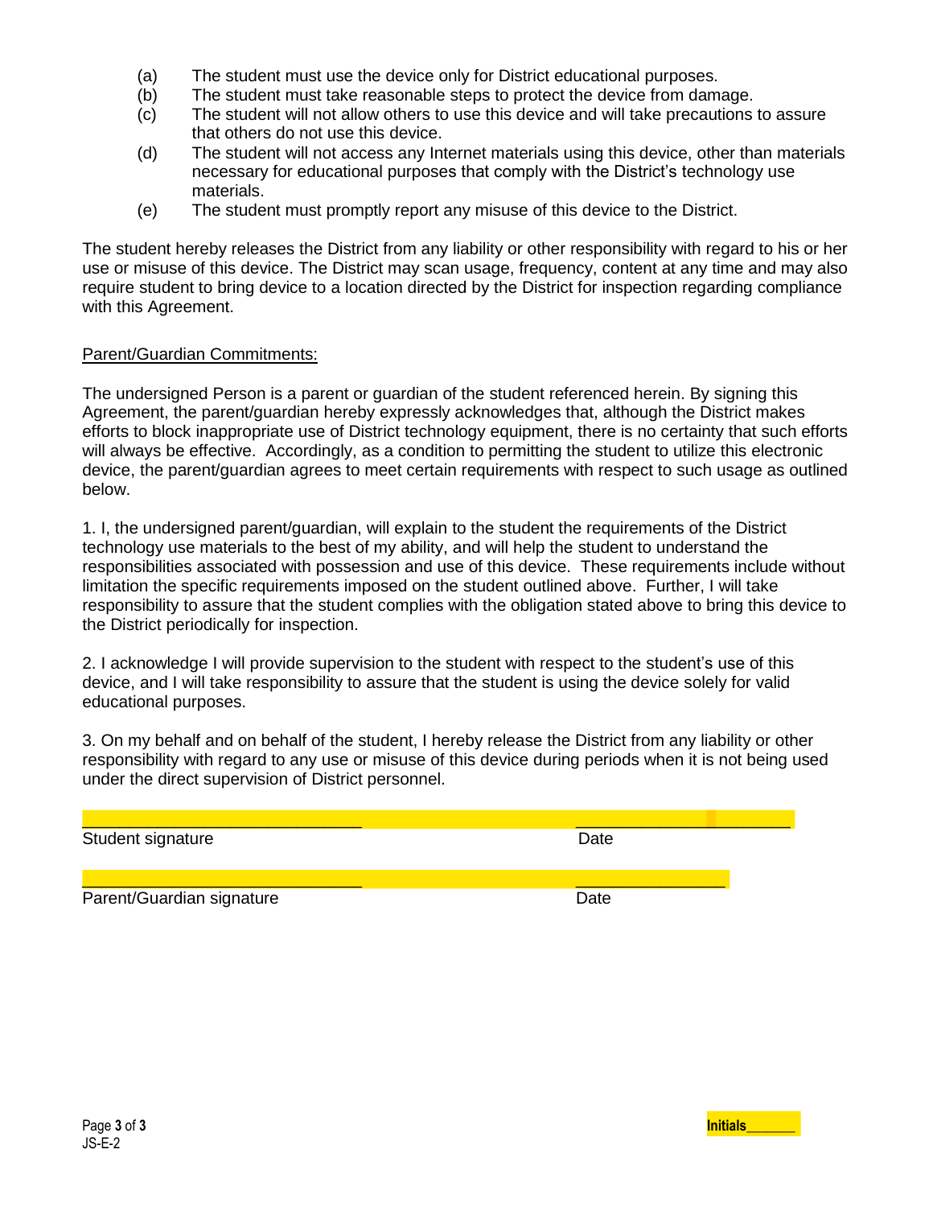(a) The student must use the device only for District educational purposes.
(b) The student must take reasonable steps to protect the device from damage.
(c) The student will not allow others to use this device and will take precautions to assure that others do not use this device.
(d) The student will not access any Internet materials using this device, other than materials necessary for educational purposes that comply with the District's technology use materials.
(e) The student must promptly report any misuse of this device to the District.

The student hereby releases the District from any liability or other responsibility with regard to his or her use or misuse of this device. The District may scan usage, frequency, content at any time and may also require student to bring device to a location directed by the District for inspection regarding compliance with this Agreement.

Parent/Guardian Commitments:

The undersigned Person is a parent or guardian of the student referenced herein. By signing this Agreement, the parent/guardian hereby expressly acknowledges that, although the District makes efforts to block inappropriate use of District technology equipment, there is no certainty that such efforts will always be effective. Accordingly, as a condition to permitting the student to utilize this electronic device, the parent/guardian agrees to meet certain requirements with respect to such usage as outlined below.

1. I, the undersigned parent/guardian, will explain to the student the requirements of the District technology use materials to the best of my ability, and will help the student to understand the responsibilities associated with possession and use of this device. These requirements include without limitation the specific requirements imposed on the student outlined above. Further, I will take responsibility to assure that the student complies with the obligation stated above to bring this device to the District periodically for inspection.

2. I acknowledge I will provide supervision to the student with respect to the student's use of this device, and I will take responsibility to assure that the student is using the device solely for valid educational purposes.

3. On my behalf and on behalf of the student, I hereby release the District from any liability or other responsibility with regard to any use or misuse of this device during periods when it is not being used under the direct supervision of District personnel.

______________________________ ______________________
Student signature Date

______________________________ ________________
Parent/Guardian signature Date

JS-E-2

**Initials**______